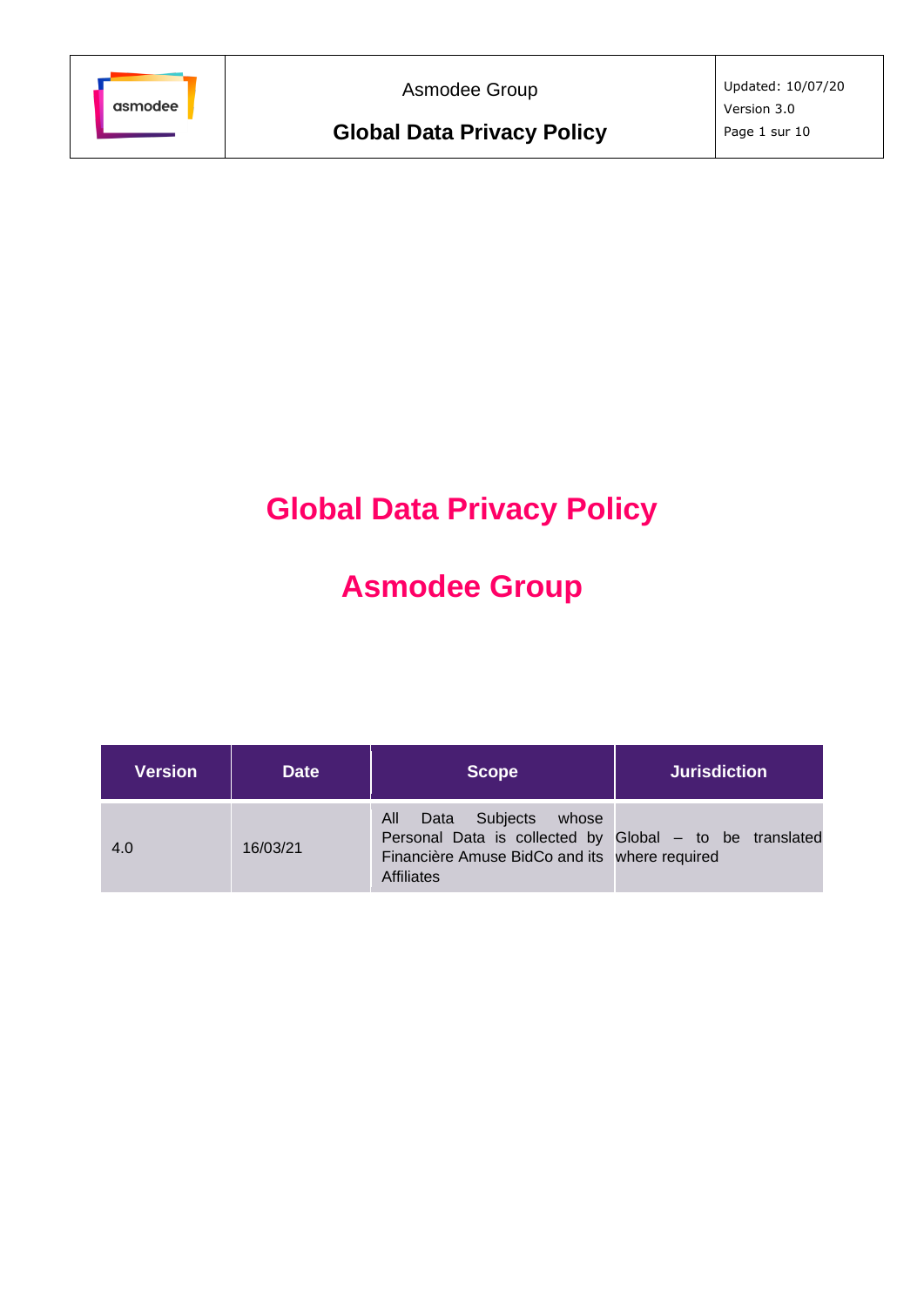# Global Data Privacy Policy

# Asmodee Group

| Version | Date | Scope | Jurisdiction |
|---|---|---|---|
| 4.0 | 16/03/21 | All Data Subjects whose Personal Data is collected by Financière Amuse BidCo and its Affiliates | Global – to be translated where required |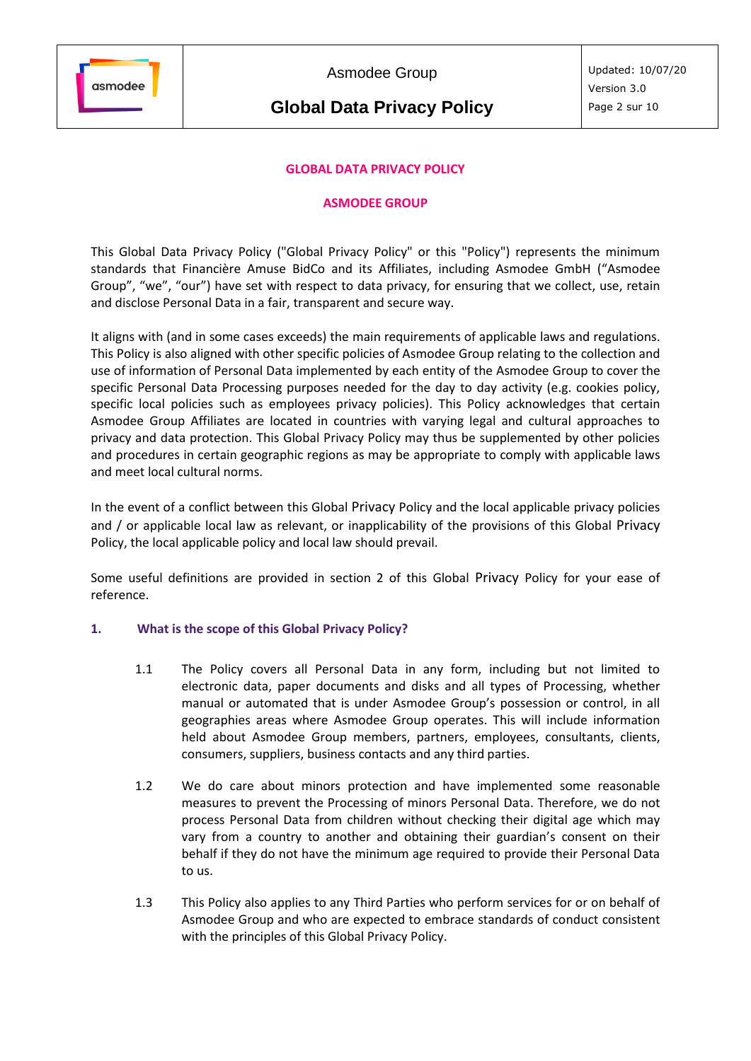**GLOBAL DATA PRIVACY POLICY**

**ASMODEE GROUP**

This Global Data Privacy Policy ("Global Privacy Policy" or this "Policy") represents the minimum standards that Financière Amuse BidCo and its Affiliates, including Asmodee GmbH ("Asmodee Group", "we", "our") have set with respect to data privacy, for ensuring that we collect, use, retain and disclose Personal Data in a fair, transparent and secure way.

It aligns with (and in some cases exceeds) the main requirements of applicable laws and regulations. This Policy is also aligned with other specific policies of Asmodee Group relating to the collection and use of information of Personal Data implemented by each entity of the Asmodee Group to cover the specific Personal Data Processing purposes needed for the day to day activity (e.g. cookies policy, specific local policies such as employees privacy policies). This Policy acknowledges that certain Asmodee Group Affiliates are located in countries with varying legal and cultural approaches to privacy and data protection. This Global Privacy Policy may thus be supplemented by other policies and procedures in certain geographic regions as may be appropriate to comply with applicable laws and meet local cultural norms.

In the event of a conflict between this Global Privacy Policy and the local applicable privacy policies and / or applicable local law as relevant, or inapplicability of the provisions of this Global Privacy Policy, the local applicable policy and local law should prevail.

Some useful definitions are provided in section 2 of this Global Privacy Policy for your ease of reference.

## 1. What is the scope of this Global Privacy Policy?

1.1 The Policy covers all Personal Data in any form, including but not limited to electronic data, paper documents and disks and all types of Processing, whether manual or automated that is under Asmodee Group's possession or control, in all geographies areas where Asmodee Group operates. This will include information held about Asmodee Group members, partners, employees, consultants, clients, consumers, suppliers, business contacts and any third parties.

1.2 We do care about minors protection and have implemented some reasonable measures to prevent the Processing of minors Personal Data. Therefore, we do not process Personal Data from children without checking their digital age which may vary from a country to another and obtaining their guardian's consent on their behalf if they do not have the minimum age required to provide their Personal Data to us.

1.3 This Policy also applies to any Third Parties who perform services for or on behalf of Asmodee Group and who are expected to embrace standards of conduct consistent with the principles of this Global Privacy Policy.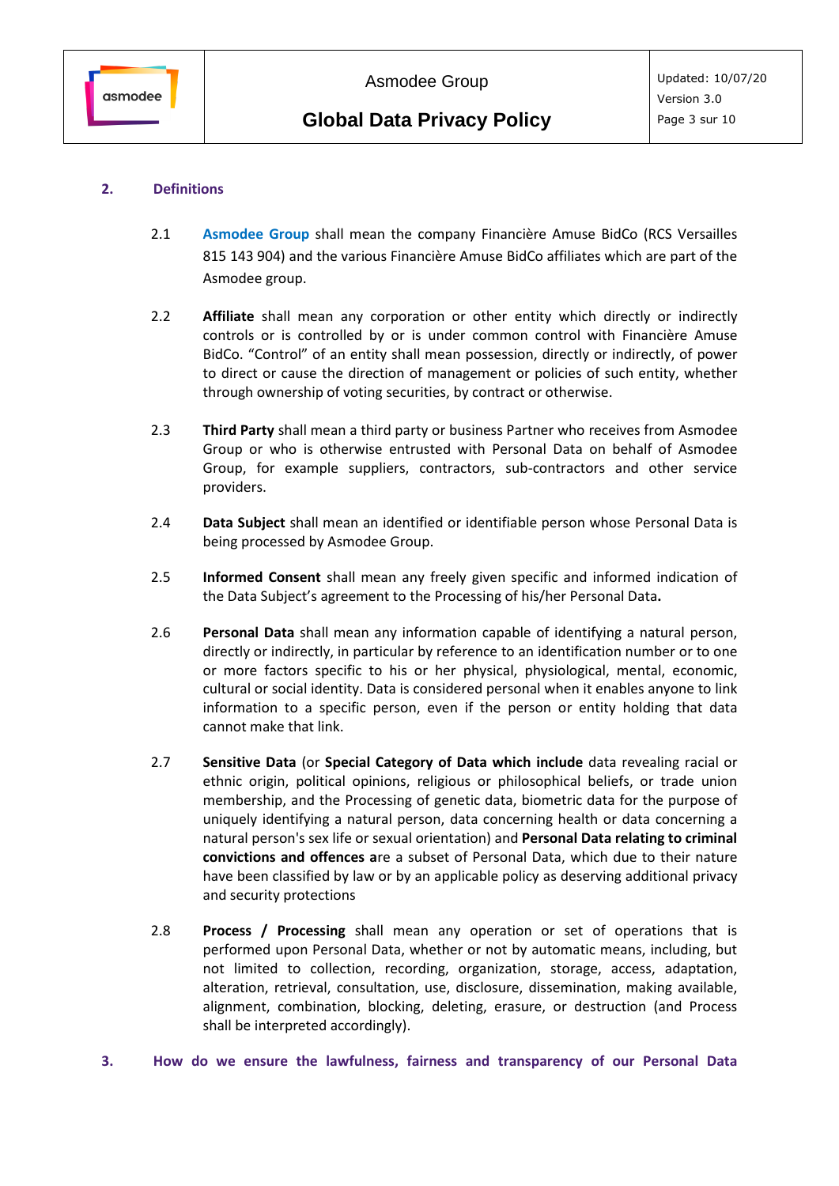## 2. Definitions

2.1 **Asmodee Group** shall mean the company Financière Amuse BidCo (RCS Versailles 815 143 904) and the various Financière Amuse BidCo affiliates which are part of the Asmodee group.

2.2 **Affiliate** shall mean any corporation or other entity which directly or indirectly controls or is controlled by or is under common control with Financière Amuse BidCo. "Control" of an entity shall mean possession, directly or indirectly, of power to direct or cause the direction of management or policies of such entity, whether through ownership of voting securities, by contract or otherwise.

2.3 **Third Party** shall mean a third party or business Partner who receives from Asmodee Group or who is otherwise entrusted with Personal Data on behalf of Asmodee Group, for example suppliers, contractors, sub-contractors and other service providers.

2.4 **Data Subject** shall mean an identified or identifiable person whose Personal Data is being processed by Asmodee Group.

2.5 **Informed Consent** shall mean any freely given specific and informed indication of the Data Subject's agreement to the Processing of his/her Personal Data**.**

2.6 **Personal Data** shall mean any information capable of identifying a natural person, directly or indirectly, in particular by reference to an identification number or to one or more factors specific to his or her physical, physiological, mental, economic, cultural or social identity. Data is considered personal when it enables anyone to link information to a specific person, even if the person or entity holding that data cannot make that link.

2.7 **Sensitive Data** (or **Special Category of Data which include** data revealing racial or ethnic origin, political opinions, religious or philosophical beliefs, or trade union membership, and the Processing of genetic data, biometric data for the purpose of uniquely identifying a natural person, data concerning health or data concerning a natural person's sex life or sexual orientation) and **Personal Data relating to criminal convictions and offences a**re a subset of Personal Data, which due to their nature have been classified by law or by an applicable policy as deserving additional privacy and security protections

2.8 **Process / Processing** shall mean any operation or set of operations that is performed upon Personal Data, whether or not by automatic means, including, but not limited to collection, recording, organization, storage, access, adaptation, alteration, retrieval, consultation, use, disclosure, dissemination, making available, alignment, combination, blocking, deleting, erasure, or destruction (and Process shall be interpreted accordingly).

## 3. How do we ensure the lawfulness, fairness and transparency of our Personal Data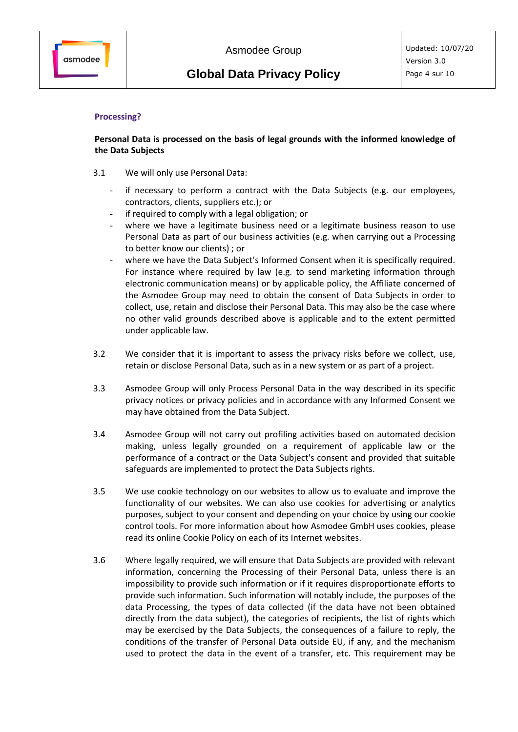### Processing?

**Personal Data is processed on the basis of legal grounds with the informed knowledge of the Data Subjects**

3.1 We will only use Personal Data:

- if necessary to perform a contract with the Data Subjects (e.g. our employees, contractors, clients, suppliers etc.); or
- if required to comply with a legal obligation; or
- where we have a legitimate business need or a legitimate business reason to use Personal Data as part of our business activities (e.g. when carrying out a Processing to better know our clients) ; or
- where we have the Data Subject's Informed Consent when it is specifically required. For instance where required by law (e.g. to send marketing information through electronic communication means) or by applicable policy, the Affiliate concerned of the Asmodee Group may need to obtain the consent of Data Subjects in order to collect, use, retain and disclose their Personal Data. This may also be the case where no other valid grounds described above is applicable and to the extent permitted under applicable law.

3.2 We consider that it is important to assess the privacy risks before we collect, use, retain or disclose Personal Data, such as in a new system or as part of a project.

3.3 Asmodee Group will only Process Personal Data in the way described in its specific privacy notices or privacy policies and in accordance with any Informed Consent we may have obtained from the Data Subject.

3.4 Asmodee Group will not carry out profiling activities based on automated decision making, unless legally grounded on a requirement of applicable law or the performance of a contract or the Data Subject's consent and provided that suitable safeguards are implemented to protect the Data Subjects rights.

3.5 We use cookie technology on our websites to allow us to evaluate and improve the functionality of our websites. We can also use cookies for advertising or analytics purposes, subject to your consent and depending on your choice by using our cookie control tools. For more information about how Asmodee GmbH uses cookies, please read its online Cookie Policy on each of its Internet websites.

3.6 Where legally required, we will ensure that Data Subjects are provided with relevant information, concerning the Processing of their Personal Data, unless there is an impossibility to provide such information or if it requires disproportionate efforts to provide such information. Such information will notably include, the purposes of the data Processing, the types of data collected (if the data have not been obtained directly from the data subject), the categories of recipients, the list of rights which may be exercised by the Data Subjects, the consequences of a failure to reply, the conditions of the transfer of Personal Data outside EU, if any, and the mechanism used to protect the data in the event of a transfer, etc. This requirement may be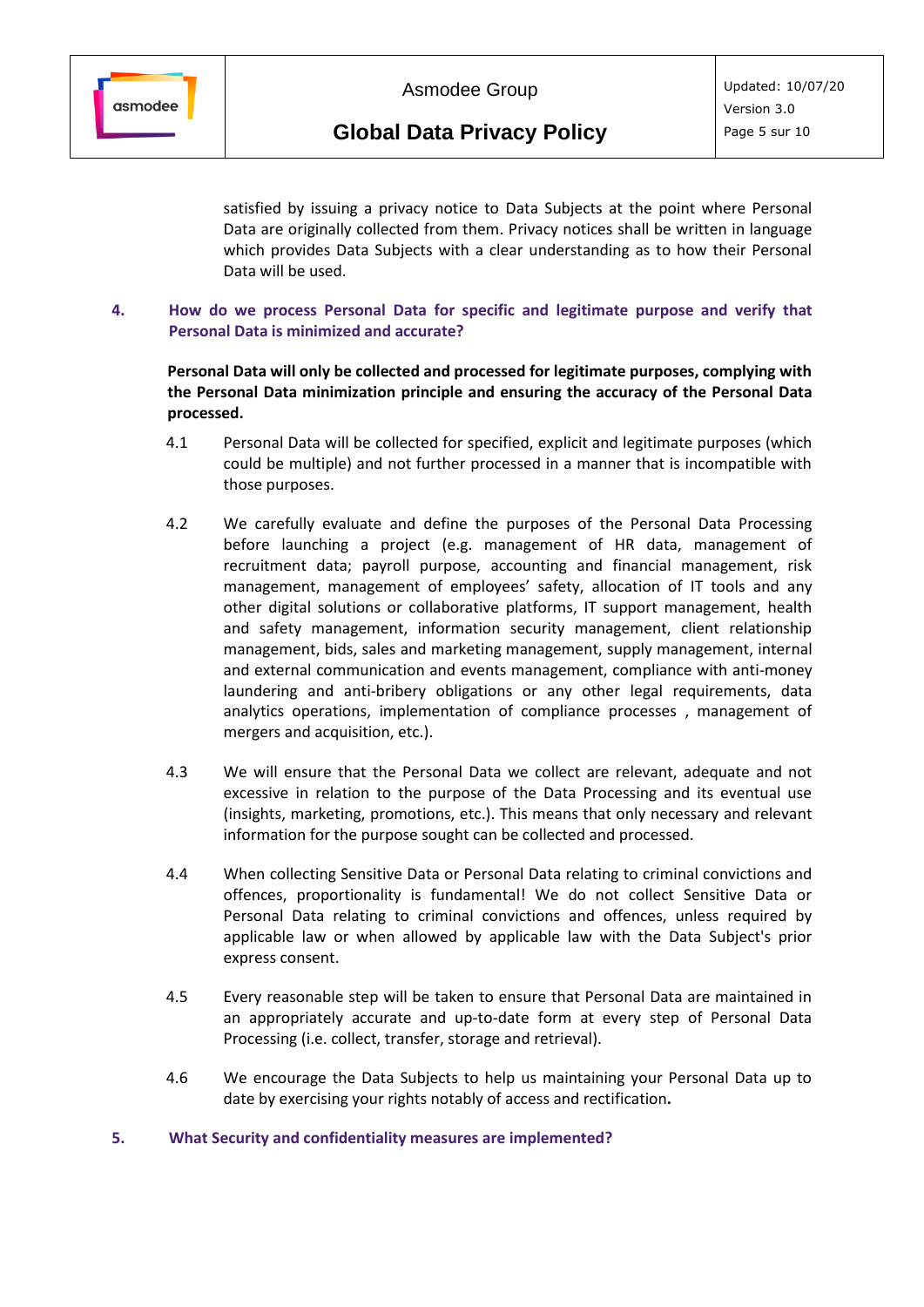satisfied by issuing a privacy notice to Data Subjects at the point where Personal Data are originally collected from them. Privacy notices shall be written in language which provides Data Subjects with a clear understanding as to how their Personal Data will be used.

## 4. How do we process Personal Data for specific and legitimate purpose and verify that Personal Data is minimized and accurate?

**Personal Data will only be collected and processed for legitimate purposes, complying with the Personal Data minimization principle and ensuring the accuracy of the Personal Data processed.**

4.1 Personal Data will be collected for specified, explicit and legitimate purposes (which could be multiple) and not further processed in a manner that is incompatible with those purposes.

4.2 We carefully evaluate and define the purposes of the Personal Data Processing before launching a project (e.g. management of HR data, management of recruitment data; payroll purpose, accounting and financial management, risk management, management of employees' safety, allocation of IT tools and any other digital solutions or collaborative platforms, IT support management, health and safety management, information security management, client relationship management, bids, sales and marketing management, supply management, internal and external communication and events management, compliance with anti-money laundering and anti-bribery obligations or any other legal requirements, data analytics operations, implementation of compliance processes , management of mergers and acquisition, etc.).

4.3 We will ensure that the Personal Data we collect are relevant, adequate and not excessive in relation to the purpose of the Data Processing and its eventual use (insights, marketing, promotions, etc.). This means that only necessary and relevant information for the purpose sought can be collected and processed.

4.4 When collecting Sensitive Data or Personal Data relating to criminal convictions and offences, proportionality is fundamental! We do not collect Sensitive Data or Personal Data relating to criminal convictions and offences, unless required by applicable law or when allowed by applicable law with the Data Subject's prior express consent.

4.5 Every reasonable step will be taken to ensure that Personal Data are maintained in an appropriately accurate and up-to-date form at every step of Personal Data Processing (i.e. collect, transfer, storage and retrieval).

4.6 We encourage the Data Subjects to help us maintaining your Personal Data up to date by exercising your rights notably of access and rectification**.**

## 5. What Security and confidentiality measures are implemented?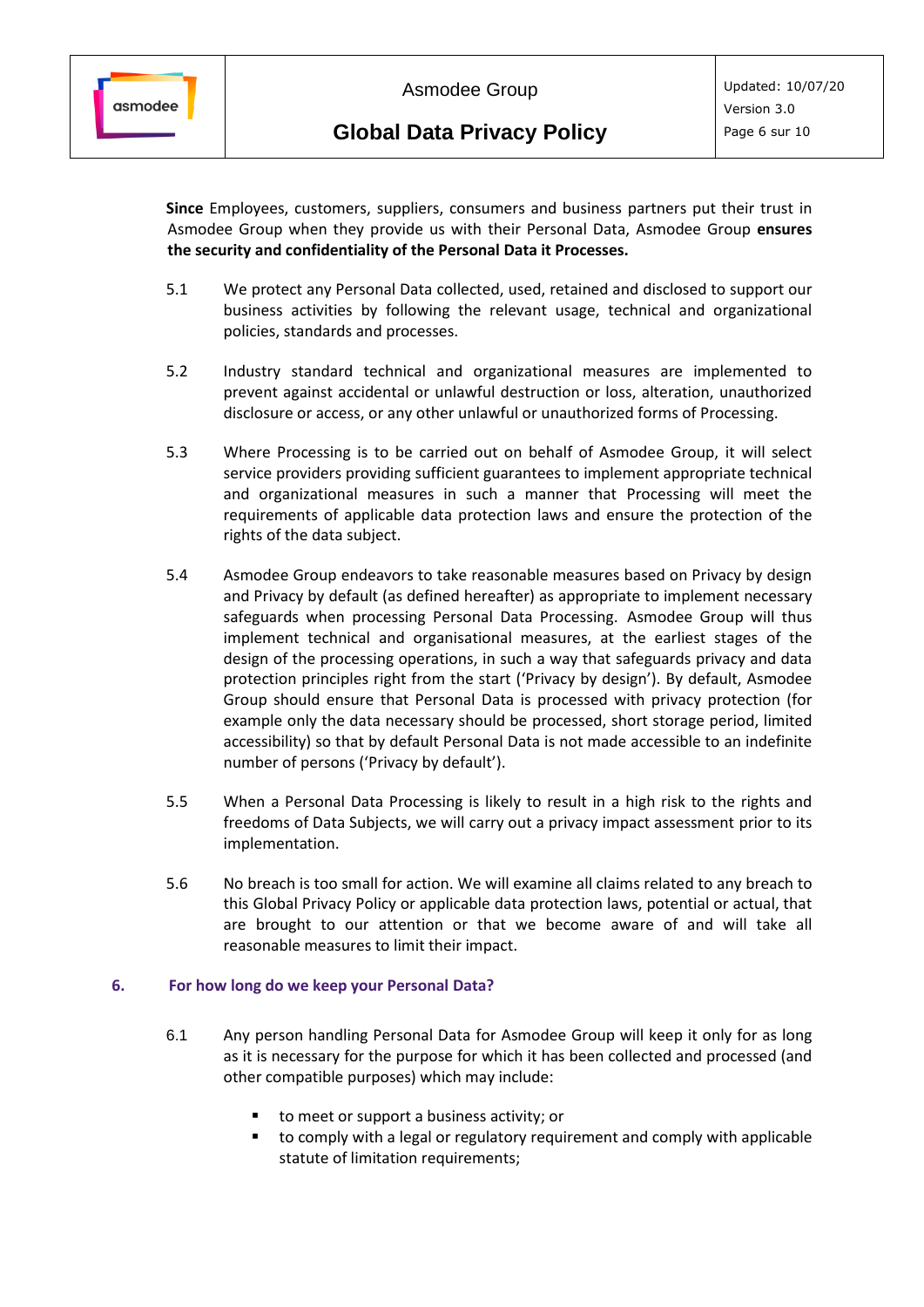**Since** Employees, customers, suppliers, consumers and business partners put their trust in Asmodee Group when they provide us with their Personal Data, Asmodee Group **ensures the security and confidentiality of the Personal Data it Processes.**

5.1 We protect any Personal Data collected, used, retained and disclosed to support our business activities by following the relevant usage, technical and organizational policies, standards and processes.

5.2 Industry standard technical and organizational measures are implemented to prevent against accidental or unlawful destruction or loss, alteration, unauthorized disclosure or access, or any other unlawful or unauthorized forms of Processing.

5.3 Where Processing is to be carried out on behalf of Asmodee Group, it will select service providers providing sufficient guarantees to implement appropriate technical and organizational measures in such a manner that Processing will meet the requirements of applicable data protection laws and ensure the protection of the rights of the data subject.

5.4 Asmodee Group endeavors to take reasonable measures based on Privacy by design and Privacy by default (as defined hereafter) as appropriate to implement necessary safeguards when processing Personal Data Processing. Asmodee Group will thus implement technical and organisational measures, at the earliest stages of the design of the processing operations, in such a way that safeguards privacy and data protection principles right from the start ('Privacy by design'). By default, Asmodee Group should ensure that Personal Data is processed with privacy protection (for example only the data necessary should be processed, short storage period, limited accessibility) so that by default Personal Data is not made accessible to an indefinite number of persons ('Privacy by default').

5.5 When a Personal Data Processing is likely to result in a high risk to the rights and freedoms of Data Subjects, we will carry out a privacy impact assessment prior to its implementation.

5.6 No breach is too small for action. We will examine all claims related to any breach to this Global Privacy Policy or applicable data protection laws, potential or actual, that are brought to our attention or that we become aware of and will take all reasonable measures to limit their impact.

## 6. For how long do we keep your Personal Data?

6.1 Any person handling Personal Data for Asmodee Group will keep it only for as long as it is necessary for the purpose for which it has been collected and processed (and other compatible purposes) which may include:

- to meet or support a business activity; or
- to comply with a legal or regulatory requirement and comply with applicable statute of limitation requirements;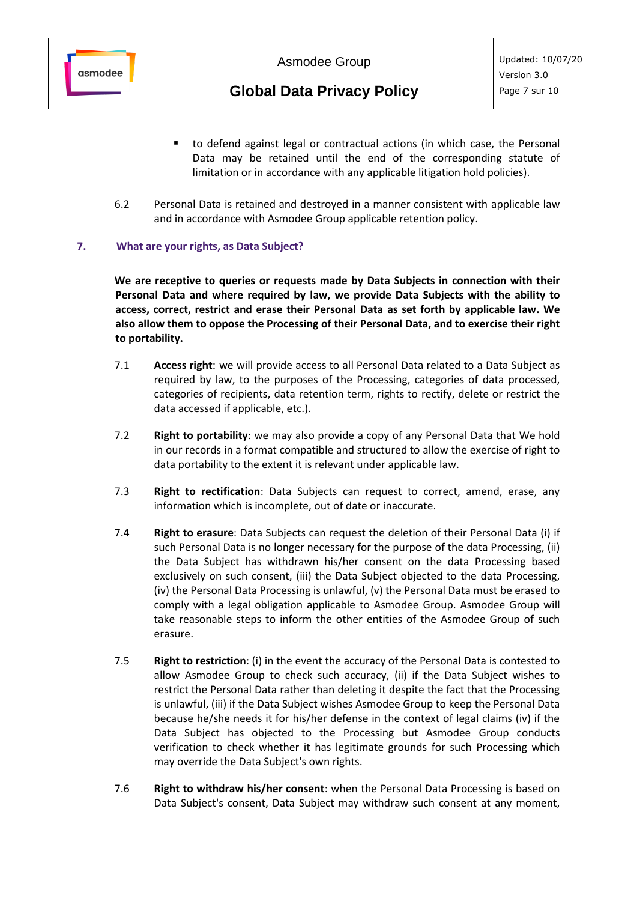- to defend against legal or contractual actions (in which case, the Personal Data may be retained until the end of the corresponding statute of limitation or in accordance with any applicable litigation hold policies).

6.2 Personal Data is retained and destroyed in a manner consistent with applicable law and in accordance with Asmodee Group applicable retention policy.

## 7. What are your rights, as Data Subject?

**We are receptive to queries or requests made by Data Subjects in connection with their Personal Data and where required by law, we provide Data Subjects with the ability to access, correct, restrict and erase their Personal Data as set forth by applicable law. We also allow them to oppose the Processing of their Personal Data, and to exercise their right to portability.**

7.1 **Access right**: we will provide access to all Personal Data related to a Data Subject as required by law, to the purposes of the Processing, categories of data processed, categories of recipients, data retention term, rights to rectify, delete or restrict the data accessed if applicable, etc.).

7.2 **Right to portability**: we may also provide a copy of any Personal Data that We hold in our records in a format compatible and structured to allow the exercise of right to data portability to the extent it is relevant under applicable law.

7.3 **Right to rectification**: Data Subjects can request to correct, amend, erase, any information which is incomplete, out of date or inaccurate.

7.4 **Right to erasure**: Data Subjects can request the deletion of their Personal Data (i) if such Personal Data is no longer necessary for the purpose of the data Processing, (ii) the Data Subject has withdrawn his/her consent on the data Processing based exclusively on such consent, (iii) the Data Subject objected to the data Processing, (iv) the Personal Data Processing is unlawful, (v) the Personal Data must be erased to comply with a legal obligation applicable to Asmodee Group. Asmodee Group will take reasonable steps to inform the other entities of the Asmodee Group of such erasure.

7.5 **Right to restriction**: (i) in the event the accuracy of the Personal Data is contested to allow Asmodee Group to check such accuracy, (ii) if the Data Subject wishes to restrict the Personal Data rather than deleting it despite the fact that the Processing is unlawful, (iii) if the Data Subject wishes Asmodee Group to keep the Personal Data because he/she needs it for his/her defense in the context of legal claims (iv) if the Data Subject has objected to the Processing but Asmodee Group conducts verification to check whether it has legitimate grounds for such Processing which may override the Data Subject's own rights.

7.6 **Right to withdraw his/her consent**: when the Personal Data Processing is based on Data Subject's consent, Data Subject may withdraw such consent at any moment,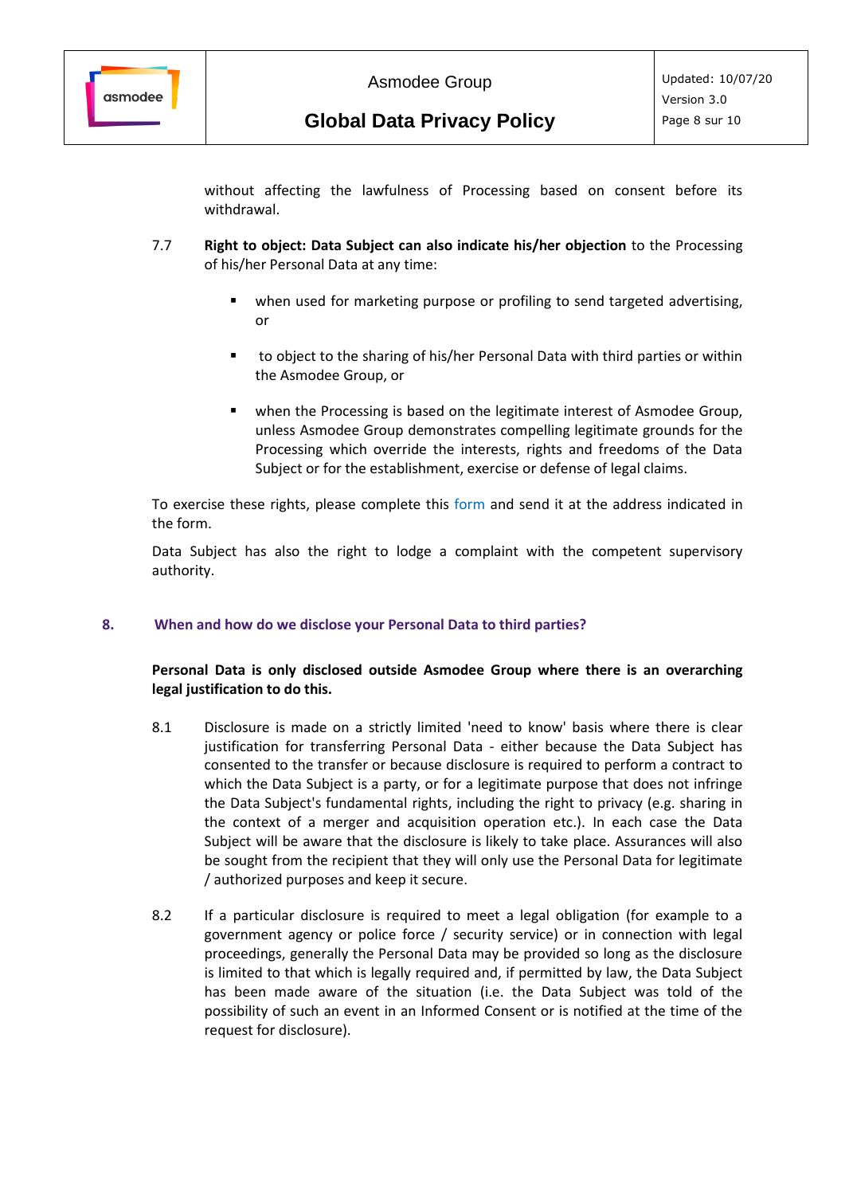without affecting the lawfulness of Processing based on consent before its withdrawal.

7.7 **Right to object: Data Subject can also indicate his/her objection** to the Processing of his/her Personal Data at any time:

- when used for marketing purpose or profiling to send targeted advertising, or
- to object to the sharing of his/her Personal Data with third parties or within the Asmodee Group, or
- when the Processing is based on the legitimate interest of Asmodee Group, unless Asmodee Group demonstrates compelling legitimate grounds for the Processing which override the interests, rights and freedoms of the Data Subject or for the establishment, exercise or defense of legal claims.

To exercise these rights, please complete this form and send it at the address indicated in the form.

Data Subject has also the right to lodge a complaint with the competent supervisory authority.

## 8. When and how do we disclose your Personal Data to third parties?

**Personal Data is only disclosed outside Asmodee Group where there is an overarching legal justification to do this.**

8.1 Disclosure is made on a strictly limited 'need to know' basis where there is clear justification for transferring Personal Data - either because the Data Subject has consented to the transfer or because disclosure is required to perform a contract to which the Data Subject is a party, or for a legitimate purpose that does not infringe the Data Subject's fundamental rights, including the right to privacy (e.g. sharing in the context of a merger and acquisition operation etc.). In each case the Data Subject will be aware that the disclosure is likely to take place. Assurances will also be sought from the recipient that they will only use the Personal Data for legitimate / authorized purposes and keep it secure.

8.2 If a particular disclosure is required to meet a legal obligation (for example to a government agency or police force / security service) or in connection with legal proceedings, generally the Personal Data may be provided so long as the disclosure is limited to that which is legally required and, if permitted by law, the Data Subject has been made aware of the situation (i.e. the Data Subject was told of the possibility of such an event in an Informed Consent or is notified at the time of the request for disclosure).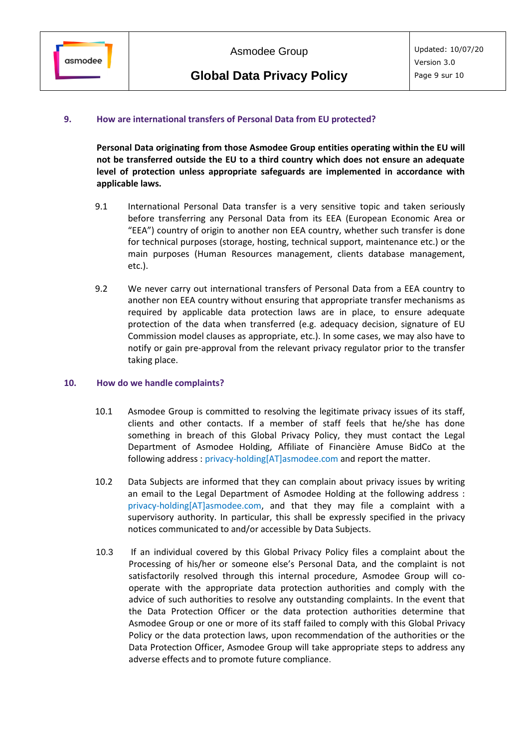## 9. How are international transfers of Personal Data from EU protected?

**Personal Data originating from those Asmodee Group entities operating within the EU will not be transferred outside the EU to a third country which does not ensure an adequate level of protection unless appropriate safeguards are implemented in accordance with applicable laws.**

9.1 International Personal Data transfer is a very sensitive topic and taken seriously before transferring any Personal Data from its EEA (European Economic Area or "EEA") country of origin to another non EEA country, whether such transfer is done for technical purposes (storage, hosting, technical support, maintenance etc.) or the main purposes (Human Resources management, clients database management, etc.).

9.2 We never carry out international transfers of Personal Data from a EEA country to another non EEA country without ensuring that appropriate transfer mechanisms as required by applicable data protection laws are in place, to ensure adequate protection of the data when transferred (e.g. adequacy decision, signature of EU Commission model clauses as appropriate, etc.). In some cases, we may also have to notify or gain pre-approval from the relevant privacy regulator prior to the transfer taking place.

## 10. How do we handle complaints?

10.1 Asmodee Group is committed to resolving the legitimate privacy issues of its staff, clients and other contacts. If a member of staff feels that he/she has done something in breach of this Global Privacy Policy, they must contact the Legal Department of Asmodee Holding, Affiliate of Financière Amuse BidCo at the following address : privacy-holding[AT]asmodee.com and report the matter.

10.2 Data Subjects are informed that they can complain about privacy issues by writing an email to the Legal Department of Asmodee Holding at the following address : privacy-holding[AT]asmodee.com, and that they may file a complaint with a supervisory authority. In particular, this shall be expressly specified in the privacy notices communicated to and/or accessible by Data Subjects.

10.3 If an individual covered by this Global Privacy Policy files a complaint about the Processing of his/her or someone else's Personal Data, and the complaint is not satisfactorily resolved through this internal procedure, Asmodee Group will co-operate with the appropriate data protection authorities and comply with the advice of such authorities to resolve any outstanding complaints. In the event that the Data Protection Officer or the data protection authorities determine that Asmodee Group or one or more of its staff failed to comply with this Global Privacy Policy or the data protection laws, upon recommendation of the authorities or the Data Protection Officer, Asmodee Group will take appropriate steps to address any adverse effects and to promote future compliance.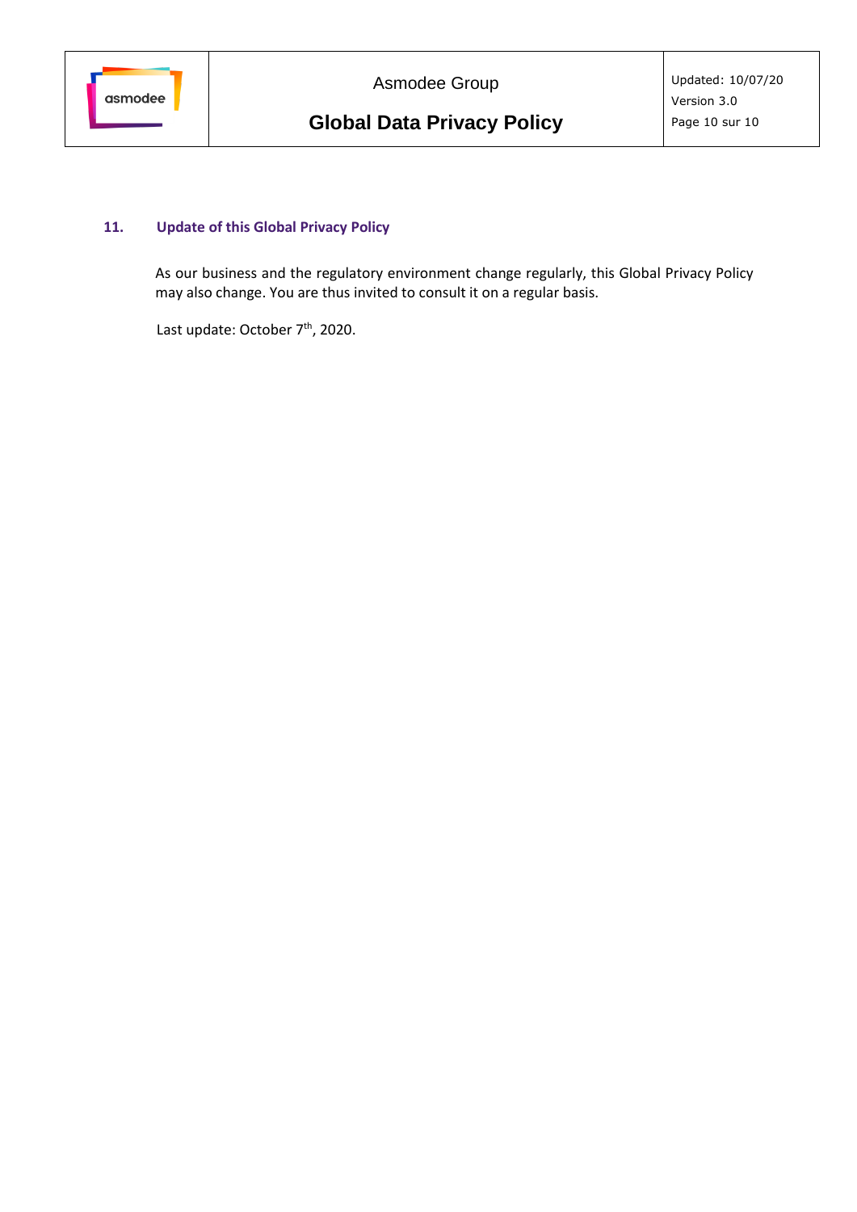## 11. Update of this Global Privacy Policy

As our business and the regulatory environment change regularly, this Global Privacy Policy may also change. You are thus invited to consult it on a regular basis.

Last update: October 7th, 2020.